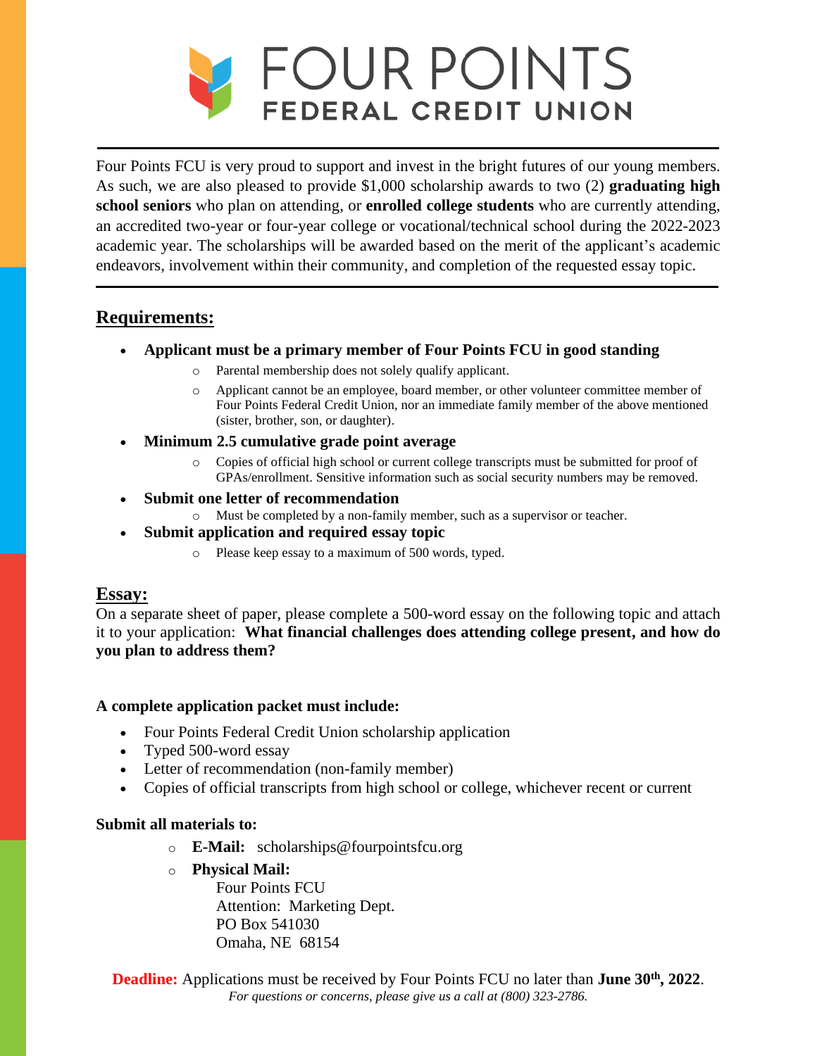# FOUR POINTS
## FEDERAL CREDIT UNION

---

Four Points FCU is very proud to support and invest in the bright futures of our young members. As such, we are also pleased to provide $1,000 scholarship awards to two (2) **graduating high school seniors** who plan on attending, or **enrolled college students** who are currently attending, an accredited two-year or four-year college or vocational/technical school during the 2022-2023 academic year. The scholarships will be awarded based on the merit of the applicant's academic endeavors, involvement within their community, and completion of the requested essay topic.

---

## Requirements:

- **Applicant must be a primary member of Four Points FCU in good standing**
  - Parental membership does not solely qualify applicant.
  - Applicant cannot be an employee, board member, or other volunteer committee member of Four Points Federal Credit Union, nor an immediate family member of the above mentioned (sister, brother, son, or daughter).
- **Minimum 2.5 cumulative grade point average**
  - Copies of official high school or current college transcripts must be submitted for proof of GPAs/enrollment. Sensitive information such as social security numbers may be removed.
- **Submit one letter of recommendation**
  - Must be completed by a non-family member, such as a supervisor or teacher.
- **Submit application and required essay topic**
  - Please keep essay to a maximum of 500 words, typed.

## Essay:

On a separate sheet of paper, please complete a 500-word essay on the following topic and attach it to your application: **What financial challenges does attending college present, and how do you plan to address them?**

**A complete application packet must include:**

- Four Points Federal Credit Union scholarship application
- Typed 500-word essay
- Letter of recommendation (non-family member)
- Copies of official transcripts from high school or college, whichever recent or current

**Submit all materials to:**

- **E-Mail:** scholarships@fourpointsfcu.org
- **Physical Mail:**
  Four Points FCU
  Attention: Marketing Dept.
  PO Box 541030
  Omaha, NE 68154

**Deadline:** Applications must be received by Four Points FCU no later than **June 30th, 2022**.

*For questions or concerns, please give us a call at (800) 323-2786.*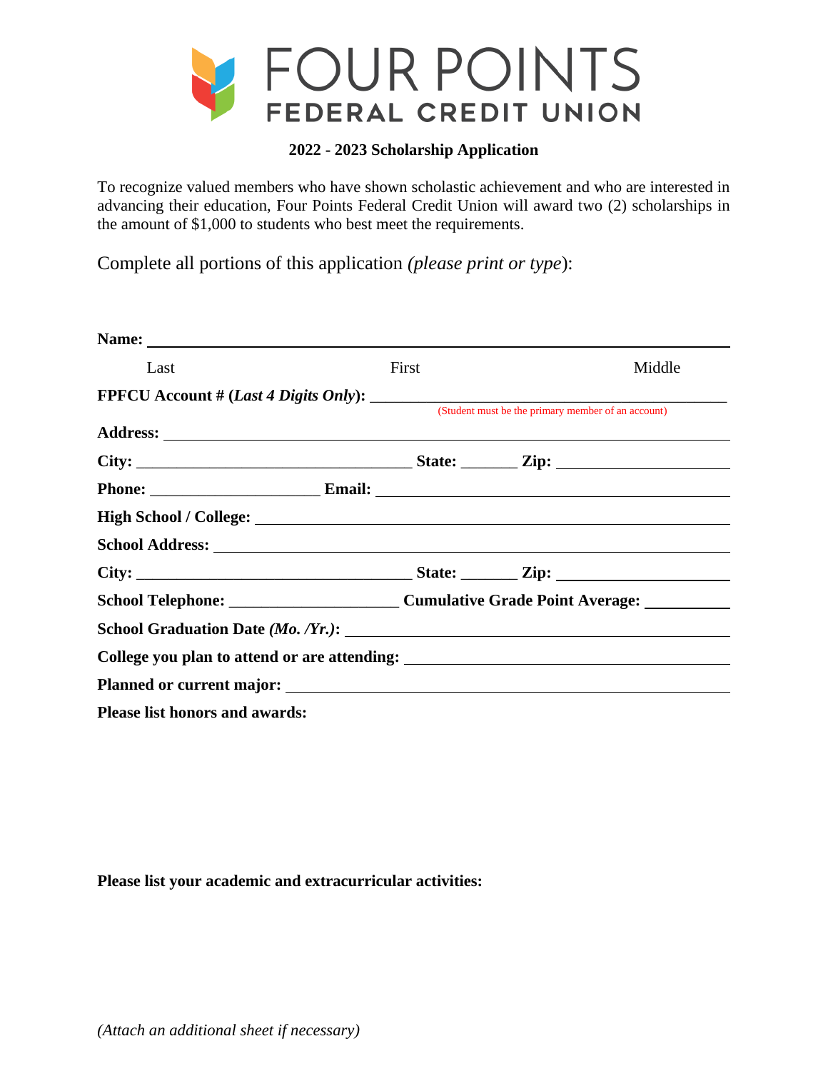# FOUR POINTS
## FEDERAL CREDIT UNION

**2022 - 2023 Scholarship Application**

To recognize valued members who have shown scholastic achievement and who are interested in advancing their education, Four Points Federal Credit Union will award two (2) scholarships in the amount of $1,000 to students who best meet the requirements.

Complete all portions of this application *(please print or type)*:

**Name:** ______________________________________________

Last                    First                    Middle

**FPFCU Account # (*Last 4 Digits Only*):** ____________________
(Student must be the primary member of an account)

**Address:** ______________________________________________

**City:** ____________________ **State:** ________ **Zip:** ____________

**Phone:** ____________________ **Email:** ____________________

**High School / College:** ______________________________________

**School Address:** ____________________________________________

**City:** ____________________ **State:** ________ **Zip:** ____________

**School Telephone:** ____________________ **Cumulative Grade Point Average:** __________

**School Graduation Date *(Mo. /Yr.)*:** ____________________________

**College you plan to attend or are attending:** ______________________

**Planned or current major:** ____________________________________

**Please list honors and awards:**

**Please list your academic and extracurricular activities:**

*(Attach an additional sheet if necessary)*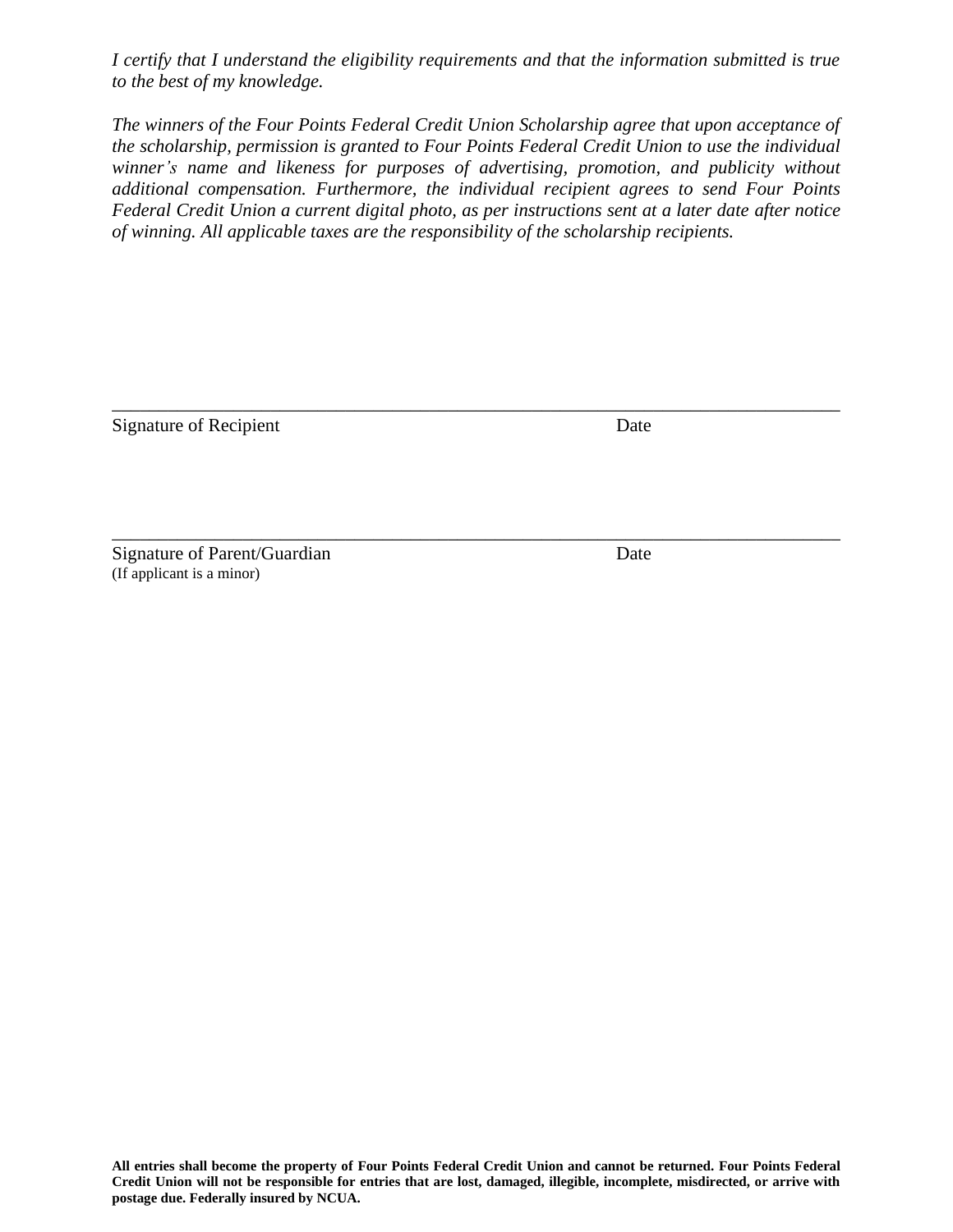*I certify that I understand the eligibility requirements and that the information submitted is true to the best of my knowledge.*

*The winners of the Four Points Federal Credit Union Scholarship agree that upon acceptance of the scholarship, permission is granted to Four Points Federal Credit Union to use the individual winner's name and likeness for purposes of advertising, promotion, and publicity without additional compensation. Furthermore, the individual recipient agrees to send Four Points Federal Credit Union a current digital photo, as per instructions sent at a later date after notice of winning. All applicable taxes are the responsibility of the scholarship recipients.*

\_\_\_\_\_\_\_\_\_\_\_\_\_\_\_\_\_\_\_\_\_\_\_\_\_\_\_\_\_\_\_\_\_\_\_\_\_\_\_\_\_\_\_\_\_\_\_\_\_\_\_\_\_\_\_\_\_\_\_\_\_\_\_\_\_\_\_\_\_\_\_\_

Signature of Recipient Date

\_\_\_\_\_\_\_\_\_\_\_\_\_\_\_\_\_\_\_\_\_\_\_\_\_\_\_\_\_\_\_\_\_\_\_\_\_\_\_\_\_\_\_\_\_\_\_\_\_\_\_\_\_\_\_\_\_\_\_\_\_\_\_\_\_\_\_\_\_\_\_\_

Signature of Parent/Guardian Date
(If applicant is a minor)

**All entries shall become the property of Four Points Federal Credit Union and cannot be returned. Four Points Federal Credit Union will not be responsible for entries that are lost, damaged, illegible, incomplete, misdirected, or arrive with postage due. Federally insured by NCUA.**